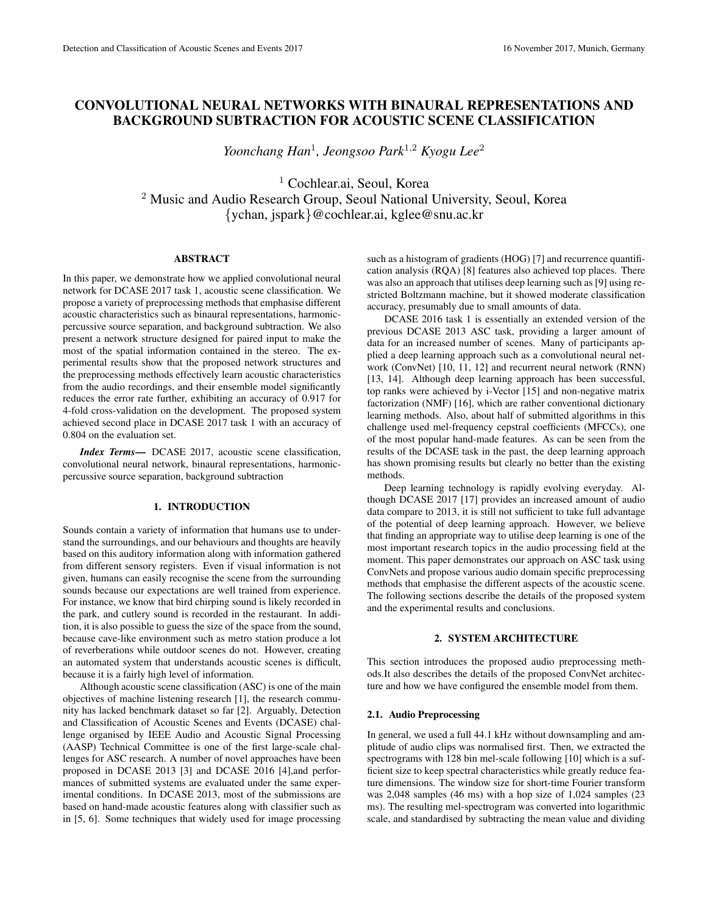# CONVOLUTIONAL NEURAL NETWORKS WITH BINAURAL REPRESENTATIONS AND BACKGROUND SUBTRACTION FOR ACOUSTIC SCENE CLASSIFICATION

*Yoonchang Han*[1]*, Jeongsoo Park*[1,2] *Kyogu Lee*[2]

[1] Cochlear.ai, Seoul, Korea
[2] Music and Audio Research Group, Seoul National University, Seoul, Korea
{ychan, jspark}@cochlear.ai, kglee@snu.ac.kr

## ABSTRACT

In this paper, we demonstrate how we applied convolutional neural network for DCASE 2017 task 1, acoustic scene classification. We propose a variety of preprocessing methods that emphasise different acoustic characteristics such as binaural representations, harmonic-percussive source separation, and background subtraction. We also present a network structure designed for paired input to make the most of the spatial information contained in the stereo. The experimental results show that the proposed network structures and the preprocessing methods effectively learn acoustic characteristics from the audio recordings, and their ensemble model significantly reduces the error rate further, exhibiting an accuracy of 0.917 for 4-fold cross-validation on the development. The proposed system achieved second place in DCASE 2017 task 1 with an accuracy of 0.804 on the evaluation set.

***Index Terms*—** DCASE 2017, acoustic scene classification, convolutional neural network, binaural representations, harmonic-percussive source separation, background subtraction

## 1. INTRODUCTION

Sounds contain a variety of information that humans use to understand the surroundings, and our behaviours and thoughts are heavily based on this auditory information along with information gathered from different sensory registers. Even if visual information is not given, humans can easily recognise the scene from the surrounding sounds because our expectations are well trained from experience. For instance, we know that bird chirping sound is likely recorded in the park, and cutlery sound is recorded in the restaurant. In addition, it is also possible to guess the size of the space from the sound, because cave-like environment such as metro station produce a lot of reverberations while outdoor scenes do not. However, creating an automated system that understands acoustic scenes is difficult, because it is a fairly high level of information.

Although acoustic scene classification (ASC) is one of the main objectives of machine listening research [1], the research community has lacked benchmark dataset so far [2]. Arguably, Detection and Classification of Acoustic Scenes and Events (DCASE) challenge organised by IEEE Audio and Acoustic Signal Processing (AASP) Technical Committee is one of the first large-scale challenges for ASC research. A number of novel approaches have been proposed in DCASE 2013 [3] and DCASE 2016 [4],and performances of submitted systems are evaluated under the same experimental conditions. In DCASE 2013, most of the submissions are based on hand-made acoustic features along with classifier such as in [5, 6]. Some techniques that widely used for image processing such as a histogram of gradients (HOG) [7] and recurrence quantification analysis (RQA) [8] features also achieved top places. There was also an approach that utilises deep learning such as [9] using restricted Boltzmann machine, but it showed moderate classification accuracy, presumably due to small amounts of data.

DCASE 2016 task 1 is essentially an extended version of the previous DCASE 2013 ASC task, providing a larger amount of data for an increased number of scenes. Many of participants applied a deep learning approach such as a convolutional neural network (ConvNet) [10, 11, 12] and recurrent neural network (RNN) [13, 14]. Although deep learning approach has been successful, top ranks were achieved by i-Vector [15] and non-negative matrix factorization (NMF) [16], which are rather conventional dictionary learning methods. Also, about half of submitted algorithms in this challenge used mel-frequency cepstral coefficients (MFCCs), one of the most popular hand-made features. As can be seen from the results of the DCASE task in the past, the deep learning approach has shown promising results but clearly no better than the existing methods.

Deep learning technology is rapidly evolving everyday. Although DCASE 2017 [17] provides an increased amount of audio data compare to 2013, it is still not sufficient to take full advantage of the potential of deep learning approach. However, we believe that finding an appropriate way to utilise deep learning is one of the most important research topics in the audio processing field at the moment. This paper demonstrates our approach on ASC task using ConvNets and propose various audio domain specific preprocessing methods that emphasise the different aspects of the acoustic scene. The following sections describe the details of the proposed system and the experimental results and conclusions.

## 2. SYSTEM ARCHITECTURE

This section introduces the proposed audio preprocessing methods.It also describes the details of the proposed ConvNet architecture and how we have configured the ensemble model from them.

### 2.1. Audio Preprocessing

In general, we used a full 44.1 kHz without downsampling and amplitude of audio clips was normalised first. Then, we extracted the spectrograms with 128 bin mel-scale following [10] which is a sufficient size to keep spectral characteristics while greatly reduce feature dimensions. The window size for short-time Fourier transform was 2,048 samples (46 ms) with a hop size of 1,024 samples (23 ms). The resulting mel-spectrogram was converted into logarithmic scale, and standardised by subtracting the mean value and dividing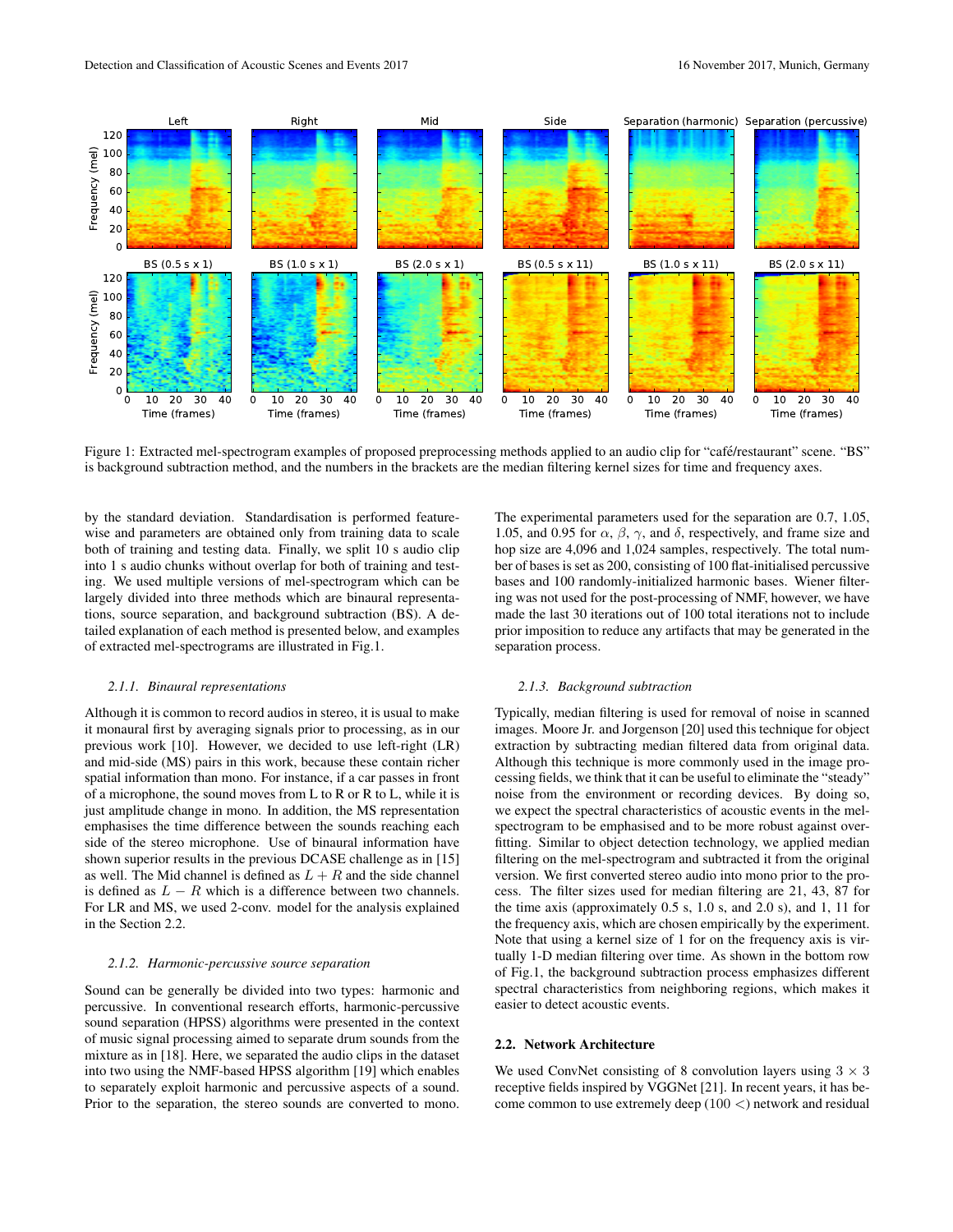Figure 1: Extracted mel-spectrogram examples of proposed preprocessing methods applied to an audio clip for "café/restaurant" scene. "BS" is background subtraction method, and the numbers in the brackets are the median filtering kernel sizes for time and frequency axes.

by the standard deviation. Standardisation is performed feature-wise and parameters are obtained only from training data to scale both of training and testing data. Finally, we split 10 s audio clip into 1 s audio chunks without overlap for both of training and testing. We used multiple versions of mel-spectrogram which can be largely divided into three methods which are binaural representations, source separation, and background subtraction (BS). A detailed explanation of each method is presented below, and examples of extracted mel-spectrograms are illustrated in Fig.1.

#### 2.1.1. *Binaural representations*

Although it is common to record audios in stereo, it is usual to make it monaural first by averaging signals prior to processing, as in our previous work [10]. However, we decided to use left-right (LR) and mid-side (MS) pairs in this work, because these contain richer spatial information than mono. For instance, if a car passes in front of a microphone, the sound moves from L to R or R to L, while it is just amplitude change in mono. In addition, the MS representation emphasises the time difference between the sounds reaching each side of the stereo microphone. Use of binaural information have shown superior results in the previous DCASE challenge as in [15] as well. The Mid channel is defined as $L + R$ and the side channel is defined as $L - R$ which is a difference between two channels. For LR and MS, we used 2-conv. model for the analysis explained in the Section 2.2.

#### 2.1.2. *Harmonic-percussive source separation*

Sound can be generally be divided into two types: harmonic and percussive. In conventional research efforts, harmonic-percussive sound separation (HPSS) algorithms were presented in the context of music signal processing aimed to separate drum sounds from the mixture as in [18]. Here, we separated the audio clips in the dataset into two using the NMF-based HPSS algorithm [19] which enables to separately exploit harmonic and percussive aspects of a sound. Prior to the separation, the stereo sounds are converted to mono. The experimental parameters used for the separation are 0.7, 1.05, 1.05, and 0.95 for $\alpha$, $\beta$, $\gamma$, and $\delta$, respectively, and frame size and hop size are 4,096 and 1,024 samples, respectively. The total number of bases is set as 200, consisting of 100 flat-initialised percussive bases and 100 randomly-initialized harmonic bases. Wiener filtering was not used for the post-processing of NMF, however, we have made the last 30 iterations out of 100 total iterations not to include prior imposition to reduce any artifacts that may be generated in the separation process.

#### 2.1.3. *Background subtraction*

Typically, median filtering is used for removal of noise in scanned images. Moore Jr. and Jorgenson [20] used this technique for object extraction by subtracting median filtered data from original data. Although this technique is more commonly used in the image processing fields, we think that it can be useful to eliminate the "steady" noise from the environment or recording devices. By doing so, we expect the spectral characteristics of acoustic events in the mel-spectrogram to be emphasised and to be more robust against overfitting. Similar to object detection technology, we applied median filtering on the mel-spectrogram and subtracted it from the original version. We first converted stereo audio into mono prior to the process. The filter sizes used for median filtering are 21, 43, 87 for the time axis (approximately 0.5 s, 1.0 s, and 2.0 s), and 1, 11 for the frequency axis, which are chosen empirically by the experiment. Note that using a kernel size of 1 for on the frequency axis is virtually 1-D median filtering over time. As shown in the bottom row of Fig.1, the background subtraction process emphasizes different spectral characteristics from neighboring regions, which makes it easier to detect acoustic events.

### 2.2. Network Architecture

We used ConvNet consisting of 8 convolution layers using $3 \times 3$ receptive fields inspired by VGGNet [21]. In recent years, it has become common to use extremely deep ($100 <$) network and residual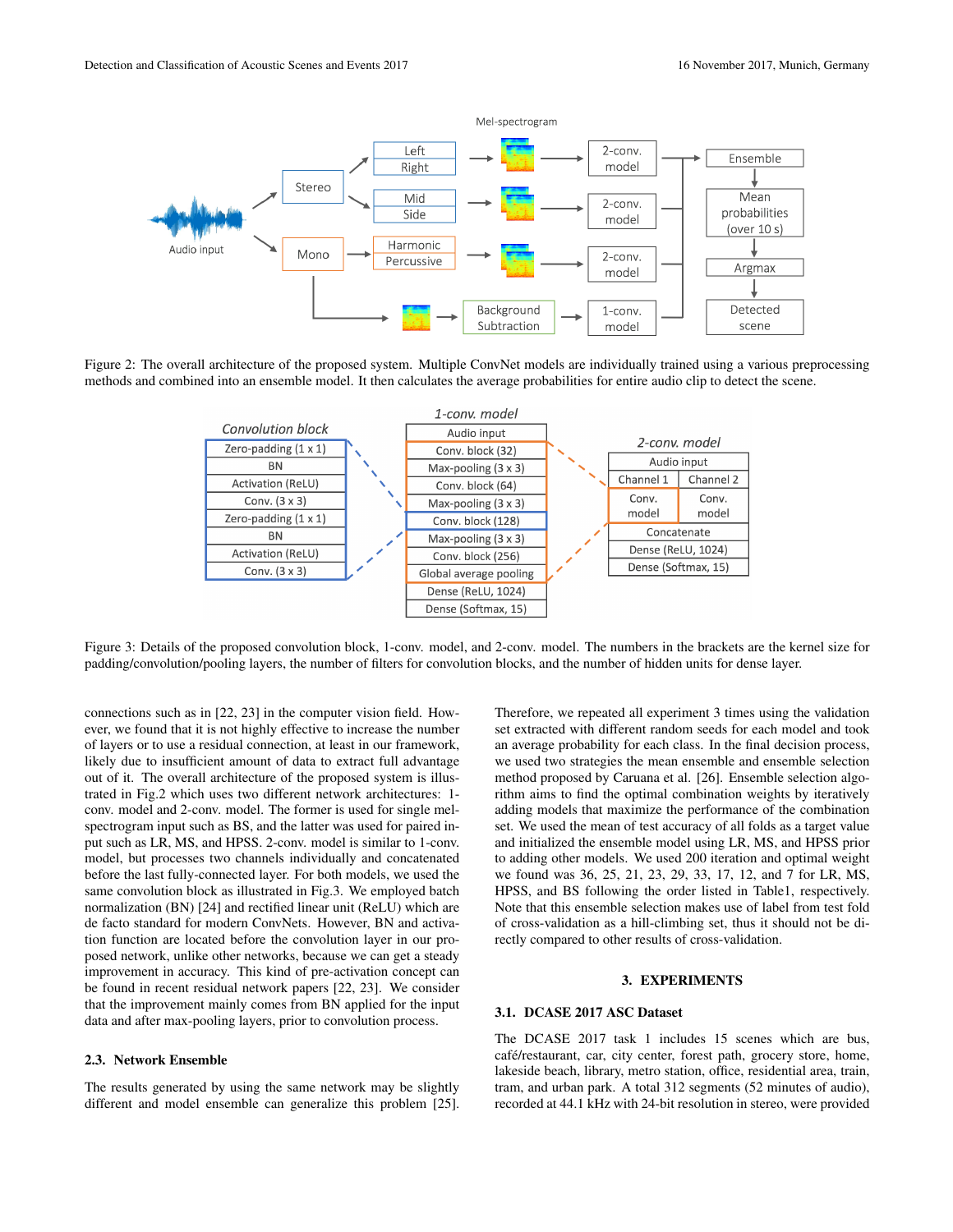Figure 2: The overall architecture of the proposed system. Multiple ConvNet models are individually trained using a various preprocessing methods and combined into an ensemble model. It then calculates the average probabilities for entire audio clip to detect the scene.

Figure 3: Details of the proposed convolution block, 1-conv. model, and 2-conv. model. The numbers in the brackets are the kernel size for padding/convolution/pooling layers, the number of filters for convolution blocks, and the number of hidden units for dense layer.

connections such as in [22, 23] in the computer vision field. However, we found that it is not highly effective to increase the number of layers or to use a residual connection, at least in our framework, likely due to insufficient amount of data to extract full advantage out of it. The overall architecture of the proposed system is illustrated in Fig.2 which uses two different network architectures: 1-conv. model and 2-conv. model. The former is used for single mel-spectrogram input such as BS, and the latter was used for paired input such as LR, MS, and HPSS. 2-conv. model is similar to 1-conv. model, but processes two channels individually and concatenated before the last fully-connected layer. For both models, we used the same convolution block as illustrated in Fig.3. We employed batch normalization (BN) [24] and rectified linear unit (ReLU) which are de facto standard for modern ConvNets. However, BN and activation function are located before the convolution layer in our proposed network, unlike other networks, because we can get a steady improvement in accuracy. This kind of pre-activation concept can be found in recent residual network papers [22, 23]. We consider that the improvement mainly comes from BN applied for the input data and after max-pooling layers, prior to convolution process.

### 2.3. Network Ensemble

The results generated by using the same network may be slightly different and model ensemble can generalize this problem [25]. Therefore, we repeated all experiment 3 times using the validation set extracted with different random seeds for each model and took an average probability for each class. In the final decision process, we used two strategies the mean ensemble and ensemble selection method proposed by Caruana et al. [26]. Ensemble selection algorithm aims to find the optimal combination weights by iteratively adding models that maximize the performance of the combination set. We used the mean of test accuracy of all folds as a target value and initialized the ensemble model using LR, MS, and HPSS prior to adding other models. We used 200 iteration and optimal weight we found was 36, 25, 21, 23, 29, 33, 17, 12, and 7 for LR, MS, HPSS, and BS following the order listed in Table1, respectively. Note that this ensemble selection makes use of label from test fold of cross-validation as a hill-climbing set, thus it should not be directly compared to other results of cross-validation.

## 3. EXPERIMENTS

### 3.1. DCASE 2017 ASC Dataset

The DCASE 2017 task 1 includes 15 scenes which are bus, café/restaurant, car, city center, forest path, grocery store, home, lakeside beach, library, metro station, office, residential area, train, tram, and urban park. A total 312 segments (52 minutes of audio), recorded at 44.1 kHz with 24-bit resolution in stereo, were provided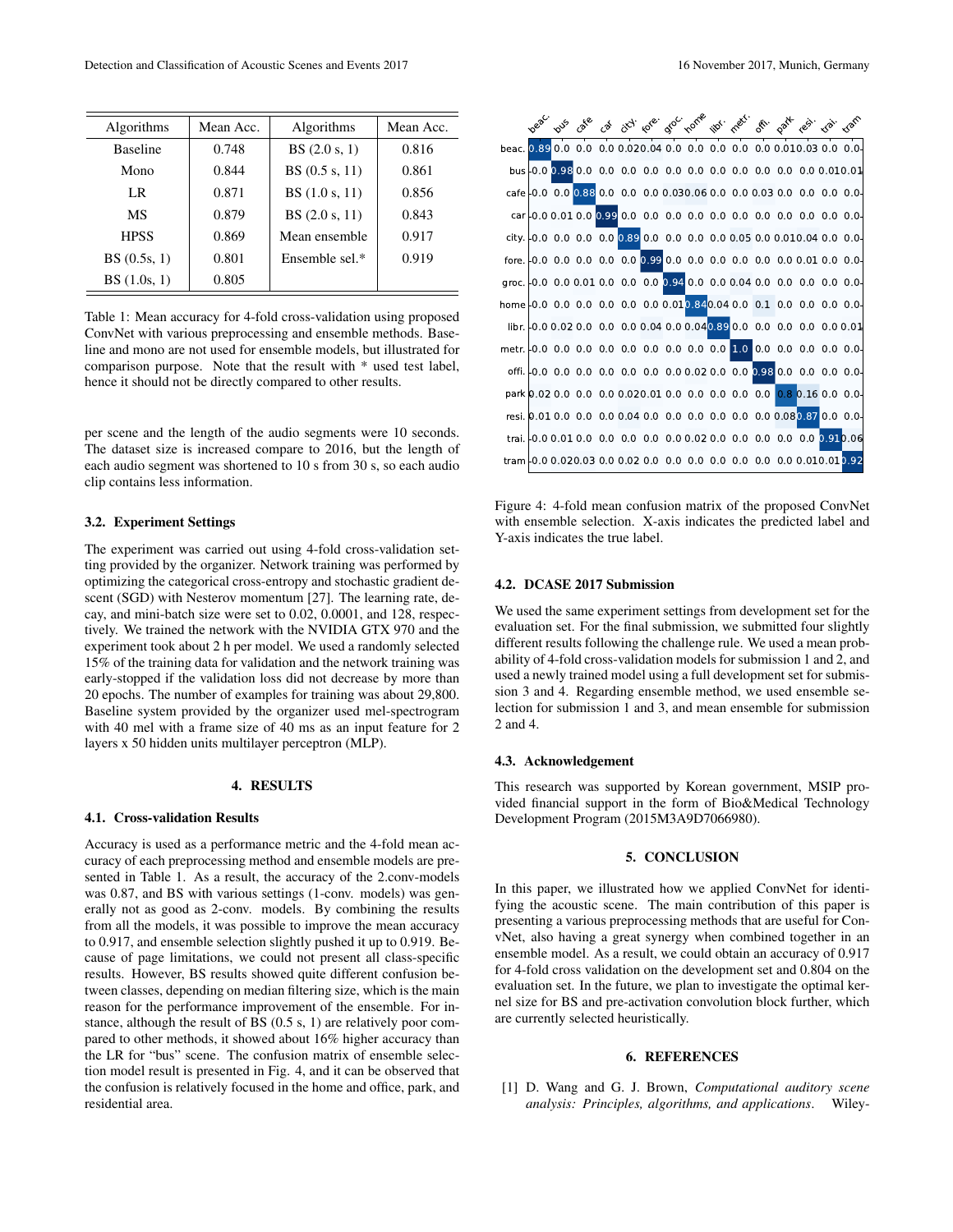| Algorithms | Mean Acc. | Algorithms | Mean Acc. |
|---|---|---|---|
| Baseline | 0.748 | BS (2.0 s, 1) | 0.816 |
| Mono | 0.844 | BS (0.5 s, 11) | 0.861 |
| LR | 0.871 | BS (1.0 s, 11) | 0.856 |
| MS | 0.879 | BS (2.0 s, 11) | 0.843 |
| HPSS | 0.869 | Mean ensemble | 0.917 |
| BS (0.5s, 1) | 0.801 | Ensemble sel.* | 0.919 |
| BS (1.0s, 1) | 0.805 | | |

Table 1: Mean accuracy for 4-fold cross-validation using proposed ConvNet with various preprocessing and ensemble methods. Baseline and mono are not used for ensemble models, but illustrated for comparison purpose. Note that the result with * used test label, hence it should not be directly compared to other results.

per scene and the length of the audio segments were 10 seconds. The dataset size is increased compare to 2016, but the length of each audio segment was shortened to 10 s from 30 s, so each audio clip contains less information.

### 3.2. Experiment Settings

The experiment was carried out using 4-fold cross-validation setting provided by the organizer. Network training was performed by optimizing the categorical cross-entropy and stochastic gradient descent (SGD) with Nesterov momentum [27]. The learning rate, decay, and mini-batch size were set to 0.02, 0.0001, and 128, respectively. We trained the network with the NVIDIA GTX 970 and the experiment took about 2 h per model. We used a randomly selected 15% of the training data for validation and the network training was early-stopped if the validation loss did not decrease by more than 20 epochs. The number of examples for training was about 29,800. Baseline system provided by the organizer used mel-spectrogram with 40 mel with a frame size of 40 ms as an input feature for 2 layers x 50 hidden units multilayer perceptron (MLP).

## 4. RESULTS

### 4.1. Cross-validation Results

Accuracy is used as a performance metric and the 4-fold mean accuracy of each preprocessing method and ensemble models are presented in Table 1. As a result, the accuracy of the 2.conv-models was 0.87, and BS with various settings (1-conv. models) was generally not as good as 2-conv. models. By combining the results from all the models, it was possible to improve the mean accuracy to 0.917, and ensemble selection slightly pushed it up to 0.919. Because of page limitations, we could not present all class-specific results. However, BS results showed quite different confusion between classes, depending on median filtering size, which is the main reason for the performance improvement of the ensemble. For instance, although the result of BS (0.5 s, 1) are relatively poor compared to other methods, it showed about 16% higher accuracy than the LR for "bus" scene. The confusion matrix of ensemble selection model result is presented in Fig. 4, and it can be observed that the confusion is relatively focused in the home and office, park, and residential area.

| | beac. | bus | cafe | car | city. | fore. | groc. | home | libr. | metr. | offi. | park | resi. | trai. | tram |
|---|---|---|---|---|---|---|---|---|---|---|---|---|---|---|---|
| beac. | 0.89 | 0.0 | 0.0 | 0.0 | 0.02 | 0.04 | 0.0 | 0.0 | 0.0 | 0.0 | 0.0 | 0.01 | 0.03 | 0.0 | 0.0 |
| bus | 0.0 | 0.98 | 0.0 | 0.0 | 0.0 | 0.0 | 0.0 | 0.0 | 0.0 | 0.0 | 0.0 | 0.0 | 0.0 | 0.01 | 0.01 |
| cafe | 0.0 | 0.0 | 0.88 | 0.0 | 0.0 | 0.0 | 0.03 | 0.06 | 0.0 | 0.0 | 0.03 | 0.0 | 0.0 | 0.0 | 0.0 |
| car | 0.0 | 0.01 | 0.0 | 0.99 | 0.0 | 0.0 | 0.0 | 0.0 | 0.0 | 0.0 | 0.0 | 0.0 | 0.0 | 0.0 | 0.0 |
| city. | 0.0 | 0.0 | 0.0 | 0.0 | 0.89 | 0.0 | 0.0 | 0.0 | 0.0 | 0.05 | 0.0 | 0.01 | 0.04 | 0.0 | 0.0 |
| fore. | 0.0 | 0.0 | 0.0 | 0.0 | 0.0 | 0.99 | 0.0 | 0.0 | 0.0 | 0.0 | 0.0 | 0.0 | 0.01 | 0.0 | 0.0 |
| groc. | 0.0 | 0.0 | 0.01 | 0.0 | 0.0 | 0.0 | 0.94 | 0.0 | 0.0 | 0.04 | 0.0 | 0.0 | 0.0 | 0.0 | 0.0 |
| home | 0.0 | 0.0 | 0.0 | 0.0 | 0.0 | 0.0 | 0.01 | 0.84 | 0.04 | 0.0 | 0.1 | 0.0 | 0.0 | 0.0 | 0.0 |
| libr. | 0.0 | 0.02 | 0.0 | 0.0 | 0.0 | 0.04 | 0.0 | 0.04 | 0.89 | 0.0 | 0.0 | 0.0 | 0.0 | 0.0 | 0.01 |
| metr. | 0.0 | 0.0 | 0.0 | 0.0 | 0.0 | 0.0 | 0.0 | 0.0 | 0.0 | 1.0 | 0.0 | 0.0 | 0.0 | 0.0 | 0.0 |
| offi. | 0.0 | 0.0 | 0.0 | 0.0 | 0.0 | 0.0 | 0.0 | 0.02 | 0.0 | 0.0 | 0.98 | 0.0 | 0.0 | 0.0 | 0.0 |
| park | 0.02 | 0.0 | 0.0 | 0.0 | 0.02 | 0.01 | 0.0 | 0.0 | 0.0 | 0.0 | 0.0 | 0.8 | 0.16 | 0.0 | 0.0 |
| resi. | 0.01 | 0.0 | 0.0 | 0.0 | 0.04 | 0.0 | 0.0 | 0.0 | 0.0 | 0.0 | 0.0 | 0.08 | 0.87 | 0.0 | 0.0 |
| trai. | 0.0 | 0.01 | 0.0 | 0.0 | 0.0 | 0.0 | 0.0 | 0.02 | 0.0 | 0.0 | 0.0 | 0.0 | 0.0 | 0.91 | 0.06 |
| tram | 0.0 | 0.02 | 0.03 | 0.0 | 0.02 | 0.0 | 0.0 | 0.0 | 0.0 | 0.0 | 0.0 | 0.0 | 0.01 | 0.01 | 0.92 |

Figure 4: 4-fold mean confusion matrix of the proposed ConvNet with ensemble selection. X-axis indicates the predicted label and Y-axis indicates the true label.

### 4.2. DCASE 2017 Submission

We used the same experiment settings from development set for the evaluation set. For the final submission, we submitted four slightly different results following the challenge rule. We used a mean probability of 4-fold cross-validation models for submission 1 and 2, and used a newly trained model using a full development set for submission 3 and 4. Regarding ensemble method, we used ensemble selection for submission 1 and 3, and mean ensemble for submission 2 and 4.

### 4.3. Acknowledgement

This research was supported by Korean government, MSIP provided financial support in the form of Bio&Medical Technology Development Program (2015M3A9D7066980).

## 5. CONCLUSION

In this paper, we illustrated how we applied ConvNet for identifying the acoustic scene. The main contribution of this paper is presenting a various preprocessing methods that are useful for ConvNet, also having a great synergy when combined together in an ensemble model. As a result, we could obtain an accuracy of 0.917 for 4-fold cross validation on the development set and 0.804 on the evaluation set. In the future, we plan to investigate the optimal kernel size for BS and pre-activation convolution block further, which are currently selected heuristically.

## 6. REFERENCES

[1] D. Wang and G. J. Brown, *Computational auditory scene analysis: Principles, algorithms, and applications*. Wiley-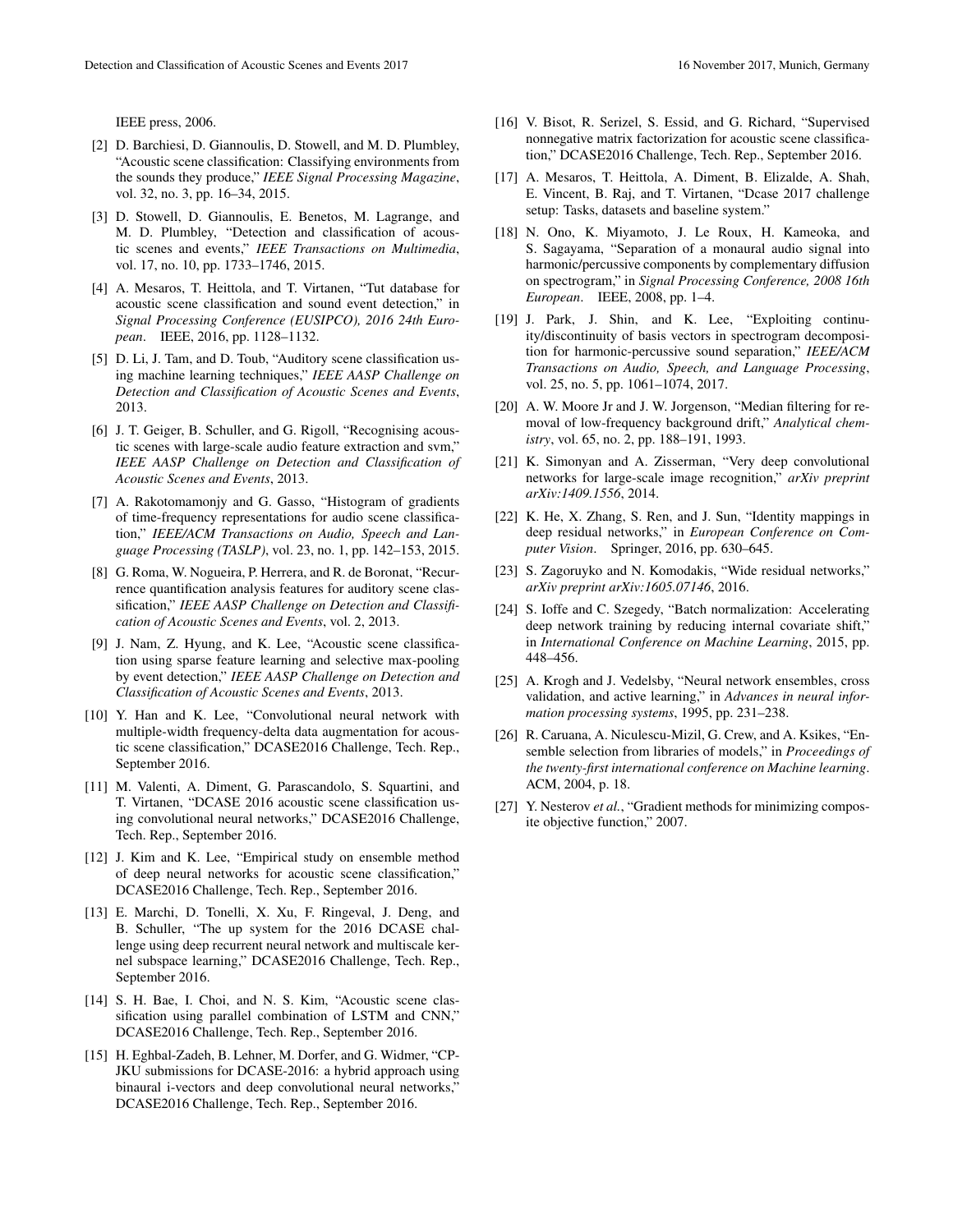IEEE press, 2006.

[2] D. Barchiesi, D. Giannoulis, D. Stowell, and M. D. Plumbley, "Acoustic scene classification: Classifying environments from the sounds they produce," *IEEE Signal Processing Magazine*, vol. 32, no. 3, pp. 16–34, 2015.

[3] D. Stowell, D. Giannoulis, E. Benetos, M. Lagrange, and M. D. Plumbley, "Detection and classification of acoustic scenes and events," *IEEE Transactions on Multimedia*, vol. 17, no. 10, pp. 1733–1746, 2015.

[4] A. Mesaros, T. Heittola, and T. Virtanen, "Tut database for acoustic scene classification and sound event detection," in *Signal Processing Conference (EUSIPCO), 2016 24th European*. IEEE, 2016, pp. 1128–1132.

[5] D. Li, J. Tam, and D. Toub, "Auditory scene classification using machine learning techniques," *IEEE AASP Challenge on Detection and Classification of Acoustic Scenes and Events*, 2013.

[6] J. T. Geiger, B. Schuller, and G. Rigoll, "Recognising acoustic scenes with large-scale audio feature extraction and svm," *IEEE AASP Challenge on Detection and Classification of Acoustic Scenes and Events*, 2013.

[7] A. Rakotomamonjy and G. Gasso, "Histogram of gradients of time-frequency representations for audio scene classification," *IEEE/ACM Transactions on Audio, Speech and Language Processing (TASLP)*, vol. 23, no. 1, pp. 142–153, 2015.

[8] G. Roma, W. Nogueira, P. Herrera, and R. de Boronat, "Recurrence quantification analysis features for auditory scene classification," *IEEE AASP Challenge on Detection and Classification of Acoustic Scenes and Events*, vol. 2, 2013.

[9] J. Nam, Z. Hyung, and K. Lee, "Acoustic scene classification using sparse feature learning and selective max-pooling by event detection," *IEEE AASP Challenge on Detection and Classification of Acoustic Scenes and Events*, 2013.

[10] Y. Han and K. Lee, "Convolutional neural network with multiple-width frequency-delta data augmentation for acoustic scene classification," DCASE2016 Challenge, Tech. Rep., September 2016.

[11] M. Valenti, A. Diment, G. Parascandolo, S. Squartini, and T. Virtanen, "DCASE 2016 acoustic scene classification using convolutional neural networks," DCASE2016 Challenge, Tech. Rep., September 2016.

[12] J. Kim and K. Lee, "Empirical study on ensemble method of deep neural networks for acoustic scene classification," DCASE2016 Challenge, Tech. Rep., September 2016.

[13] E. Marchi, D. Tonelli, X. Xu, F. Ringeval, J. Deng, and B. Schuller, "The up system for the 2016 DCASE challenge using deep recurrent neural network and multiscale kernel subspace learning," DCASE2016 Challenge, Tech. Rep., September 2016.

[14] S. H. Bae, I. Choi, and N. S. Kim, "Acoustic scene classification using parallel combination of LSTM and CNN," DCASE2016 Challenge, Tech. Rep., September 2016.

[15] H. Eghbal-Zadeh, B. Lehner, M. Dorfer, and G. Widmer, "CP-JKU submissions for DCASE-2016: a hybrid approach using binaural i-vectors and deep convolutional neural networks," DCASE2016 Challenge, Tech. Rep., September 2016.

[16] V. Bisot, R. Serizel, S. Essid, and G. Richard, "Supervised nonnegative matrix factorization for acoustic scene classification," DCASE2016 Challenge, Tech. Rep., September 2016.

[17] A. Mesaros, T. Heittola, A. Diment, B. Elizalde, A. Shah, E. Vincent, B. Raj, and T. Virtanen, "Dcase 2017 challenge setup: Tasks, datasets and baseline system."

[18] N. Ono, K. Miyamoto, J. Le Roux, H. Kameoka, and S. Sagayama, "Separation of a monaural audio signal into harmonic/percussive components by complementary diffusion on spectrogram," in *Signal Processing Conference, 2008 16th European*. IEEE, 2008, pp. 1–4.

[19] J. Park, J. Shin, and K. Lee, "Exploiting continuity/discontinuity of basis vectors in spectrogram decomposition for harmonic-percussive sound separation," *IEEE/ACM Transactions on Audio, Speech, and Language Processing*, vol. 25, no. 5, pp. 1061–1074, 2017.

[20] A. W. Moore Jr and J. W. Jorgenson, "Median filtering for removal of low-frequency background drift," *Analytical chemistry*, vol. 65, no. 2, pp. 188–191, 1993.

[21] K. Simonyan and A. Zisserman, "Very deep convolutional networks for large-scale image recognition," *arXiv preprint arXiv:1409.1556*, 2014.

[22] K. He, X. Zhang, S. Ren, and J. Sun, "Identity mappings in deep residual networks," in *European Conference on Computer Vision*. Springer, 2016, pp. 630–645.

[23] S. Zagoruyko and N. Komodakis, "Wide residual networks," *arXiv preprint arXiv:1605.07146*, 2016.

[24] S. Ioffe and C. Szegedy, "Batch normalization: Accelerating deep network training by reducing internal covariate shift," in *International Conference on Machine Learning*, 2015, pp. 448–456.

[25] A. Krogh and J. Vedelsby, "Neural network ensembles, cross validation, and active learning," in *Advances in neural information processing systems*, 1995, pp. 231–238.

[26] R. Caruana, A. Niculescu-Mizil, G. Crew, and A. Ksikes, "Ensemble selection from libraries of models," in *Proceedings of the twenty-first international conference on Machine learning*. ACM, 2004, p. 18.

[27] Y. Nesterov *et al.*, "Gradient methods for minimizing composite objective function," 2007.